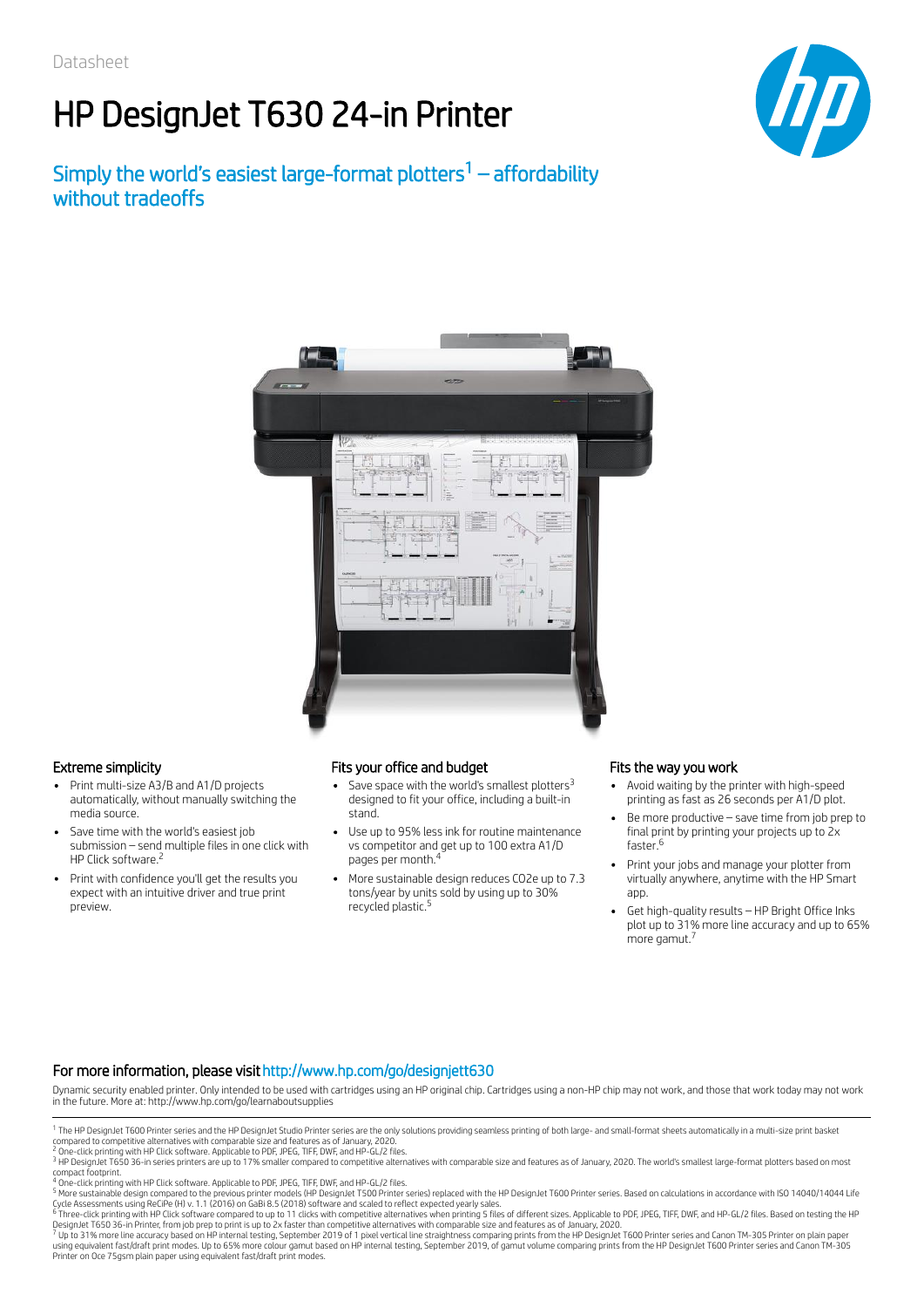Datasheet

# HP DesignJet T630 24-in Printer

## Simply the world's easiest large-format plotters[1] – affordability without tradeoffs

### Extreme simplicity

- Print multi-size A3/B and A1/D projects automatically, without manually switching the media source.
- Save time with the world's easiest job submission – send multiple files in one click with HP Click software.[2]
- Print with confidence you'll get the results you expect with an intuitive driver and true print preview.

### Fits your office and budget

- Save space with the world's smallest plotters[3] designed to fit your office, including a built-in stand.
- Use up to 95% less ink for routine maintenance vs competitor and get up to 100 extra A1/D pages per month.[4]
- More sustainable design reduces CO2e up to 7.3 tons/year by units sold by using up to 30% recycled plastic.[5]

### Fits the way you work

- Avoid waiting by the printer with high-speed printing as fast as 26 seconds per A1/D plot.
- Be more productive – save time from job prep to final print by printing your projects up to 2x faster.[6]
- Print your jobs and manage your plotter from virtually anywhere, anytime with the HP Smart app.
- Get high-quality results – HP Bright Office Inks plot up to 31% more line accuracy and up to 65% more gamut.[7]

### For more information, please visit http://www.hp.com/go/designjett630

Dynamic security enabled printer. Only intended to be used with cartridges using an HP original chip. Cartridges using a non-HP chip may not work, and those that work today may not work in the future. More at: http://www.hp.com/go/learnaboutsupplies

[1] The HP DesignJet T600 Printer series and the HP DesignJet Studio Printer series are the only solutions providing seamless printing of both large- and small-format sheets automatically in a multi-size print basket compared to competitive alternatives with comparable size and features as of January, 2020.

[2] One-click printing with HP Click software. Applicable to PDF, JPEG, TIFF, DWF, and HP-GL/2 files.

[3] HP DesignJet T650 36-in series printers are up to 17% smaller compared to competitive alternatives with comparable size and features as of January, 2020. The world's smallest large-format plotters based on most compact footprint.

[4] One-click printing with HP Click software. Applicable to PDF, JPEG, TIFF, DWF, and HP-GL/2 files.

[5] More sustainable design compared to the previous printer models (HP DesignJet T500 Printer series) replaced with the HP DesignJet T600 Printer series. Based on calculations in accordance with ISO 14040/14044 Life Cycle Assessments using ReCiPe (H) v. 1.1 (2016) on GaBi 8.5 (2018) software and scaled to reflect expected yearly sales.

[6] Three-click printing with HP Click software compared to up to 11 clicks with competitive alternatives when printing 5 files of different sizes. Applicable to PDF, JPEG, TIFF, DWF, and HP-GL/2 files. Based on testing the HP DesignJet T650 36-in Printer, from job prep to print is up to 2x faster than competitive alternatives with comparable size and features as of January, 2020.

[7] Up to 31% more line accuracy based on HP internal testing, September 2019 of 1 pixel vertical line straightness comparing prints from the HP DesignJet T600 Printer series and Canon TM-305 Printer on plain paper using equivalent fast/draft print modes. Up to 65% more colour gamut based on HP internal testing, September 2019, of gamut volume comparing prints from the HP DesignJet T600 Printer series and Canon TM-305 Printer on Oce 75gsm plain paper using equivalent fast/draft print modes.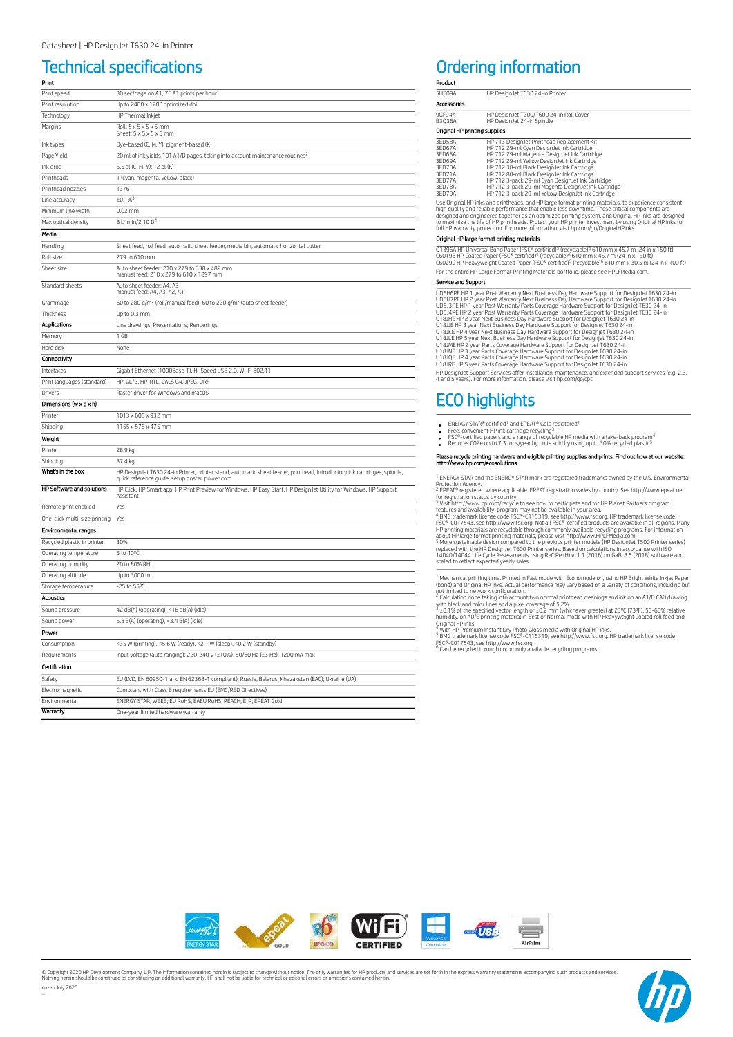# Technical specifications

| | |
|---|---|
| **Print** | |
| Print speed | 30 sec/page on A1, 76 A1 prints per hour[1] |
| Print resolution | Up to 2400 x 1200 optimized dpi |
| Technology | HP Thermal Inkjet |
| Margins | Roll: 5 x 5 x 5 x 5 mm<br>Sheet: 5 x 5 x 5 x 5 mm |
| Ink types | Dye-based (C, M, Y); pigment-based (K) |
| Page Yield | 20 ml of ink yields 101 A1/D pages, taking into account maintenance routines[2] |
| Ink drop | 5.5 pl (C, M, Y); 12 pl (K) |
| Printheads | 1 (cyan, magenta, yellow, black) |
| Printhead nozzles | 1376 |
| Line accuracy | ±0.1%[3] |
| Minimum line width | 0.02 mm |
| Max optical density | 8 L* min/2.10 D[4] |
| **Media** | |
| Handling | Sheet feed, roll feed, automatic sheet feeder, media bin, automatic horizontal cutter |
| Roll size | 279 to 610 mm |
| Sheet size | Auto sheet feeder: 210 x 279 to 330 x 482 mm<br>manual feed: 210 x 279 to 610 x 1897 mm |
| Standard sheets | Auto sheet feeder: A4, A3<br>manual feed: A4, A3, A2, A1 |
| Grammage | 60 to 280 g/m² (roll/manual feed); 60 to 220 g/m² (auto sheet feeder) |
| Thickness | Up to 0.3 mm |
| **Applications** | Line drawings; Presentations; Renderings |
| Memory | 1 GB |
| Hard disk | None |
| **Connectivity** | |
| Interfaces | Gigabit Ethernet (1000Base-T), Hi-Speed USB 2.0, Wi-Fi 802.11 |
| Print languages (standard) | HP-GL/2, HP-RTL, CALS G4, JPEG, URF |
| Drivers | Raster driver for Windows and macOS |
| **Dimensions (w x d x h)** | |
| Printer | 1013 x 605 x 932 mm |
| Shipping | 1155 x 575 x 475 mm |
| **Weight** | |
| Printer | 28.9 kg |
| Shipping | 37.4 kg |
| **What's in the box** | HP DesignJet T630 24-in Printer, printer stand, automatic sheet feeder, printhead, introductory ink cartridges, spindle, quick reference guide, setup poster, power cord |
| **HP Software and solutions** | HP Click, HP Smart app, HP Print Preview for Windows, HP Easy Start, HP DesignJet Utility for Windows, HP Support Assistant |
| Remote print enabled | Yes |
| One-click multi-size printing | Yes |
| **Environmental ranges** | |
| Recycled plastic in printer | 30% |
| Operating temperature | 5 to 40ºC |
| Operating humidity | 20 to 80% RH |
| Operating altitude | Up to 3000 m |
| Storage temperature | -25 to 55ºC |
| **Acoustics** | |
| Sound pressure | 42 dB(A) (operating), <16 dB(A) (idle) |
| Sound power | 5.8 B(A) (operating), <3.4 B(A) (idle) |
| **Power** | |
| Consumption | <35 W (printing), <5.6 W (ready), <2.1 W (sleep), <0.2 W (standby) |
| Requirements | Input voltage (auto ranging): 220-240 V (±10%), 50/60 Hz (±3 Hz), 1200 mA max |
| **Certification** | |
| Safety | EU (LVD, EN 60950-1 and EN 62368-1 compliant); Russia, Belarus, Khazakstan (EAC); Ukraine (UA) |
| Electromagnetic | Compliant with Class B requirements EU (EMC/RED Directives) |
| Environmental | ENERGY STAR; WEEE; EU RoHS; EAEU RoHS; REACH; ErP; EPEAT Gold |
| **Warranty** | One-year limited hardware warranty |

# Ordering information

**Product**

| | |
|---|---|
| 5HB09A | HP DesignJet T630 24-in Printer |

**Accessories**

| | |
|---|---|
| 9GF94A | HP DesignJet T200/T600 24-in Roll Cover |
| B3Q36A | HP DesignJet 24-in Spindle |

**Original HP printing supplies**

| | |
|---|---|
| 3ED58A | HP 713 DesignJet Printhead Replacement Kit |
| 3ED67A | HP 712 29-ml Cyan DesignJet Ink Cartridge |
| 3ED68A | HP 712 29-ml Magenta DesignJet Ink Cartridge |
| 3ED69A | HP 712 29-ml Yellow DesignJet Ink Cartridge |
| 3ED70A | HP 712 38-ml Black DesignJet Ink Cartridge |
| 3ED71A | HP 712 80-ml Black DesignJet Ink Cartridge |
| 3ED77A | HP 712 3-pack 29-ml Cyan DesignJet Ink Cartridge |
| 3ED78A | HP 712 3-pack 29-ml Magenta DesignJet Ink Cartridge |
| 3ED79A | HP 712 3-pack 29-ml Yellow DesignJet Ink Cartridge |

Use Original HP inks and printheads, and HP large format printing materials, to experience consistent high quality and reliable performance that enable less downtime. These critical components are designed and engineered together as an optimized printing system, and Original HP inks are designed to maximize the life of HP printheads. Protect your HP printer investment by using Original HP inks for full HP warranty protection. For more information, visit hp.com/go/OriginalHPinks.

**Original HP large format printing materials**

Q1396A HP Universal Bond Paper (FSC® certified)[5] (recyclable)[6] 610 mm x 45.7 m (24 in x 150 ft)
C6019B HP Coated Paper (FSC® certified)[5] (recyclable)[6] 610 mm x 45.7 m (24 in x 150 ft)
C6029C HP Heavyweight Coated Paper (FSC® certified)[5] (recyclable)[6] 610 mm x 30.5 m (24 in x 100 ft)

For the entire HP Large Format Printing Materials portfolio, please see HPLFMedia.com.

**Service and Support**

U0SH6PE HP 1 year Post Warranty Next Business Day Hardware Support for DesignJet T630 24-in
U0SH7PE HP 2 year Post Warranty Next Business Day Hardware Support for DesignJet T630 24-in
U0SJ3PE HP 1 year Post Warranty Parts Coverage Hardware Support for DesignJet T630 24-in
U0SJ4PE HP 2 year Post Warranty Parts Coverage Hardware Support for DesignJet T630 24-in
U18JHE HP 2 year Next Business Day Hardware Support for Designjet T630 24-in
U18JJE HP 3 year Next Business Day Hardware Support for Designjet T630 24-in
U18JKE HP 4 year Next Business Day Hardware Support for Designjet T630 24-in
U18JLE HP 5 year Next Business Day Hardware Support for Designjet T630 24-in
U18JME HP 2 year Parts Coverage Hardware Support for DesignJet T630 24-in
U18JNE HP 3 year Parts Coverage Hardware Support for DesignJet T630 24-in
U18JQE HP 4 year Parts Coverage Hardware Support for DesignJet T630 24-in
U18JRE HP 5 year Parts Coverage Hardware Support for DesignJet T630 24-in

HP DesignJet Support Services offer installation, maintenance, and extended support services (e.g. 2,3, 4 and 5 years). For more information, please visit hp.com/go/cpc

# ECO highlights

- ENERGY STAR® certified[1] and EPEAT® Gold registered[2]
- Free, convenient HP ink cartridge recycling[3]
- FSC®-certified papers and a range of recyclable HP media with a take-back program[4]
- Reduces CO2e up to 7.3 tons/year by units sold by using up to 30% recycled plastic[5]

**Please recycle printing hardware and eligible printing supplies and prints. Find out how at our website: http://www.hp.com/ecosolutions**

[1] ENERGY STAR and the ENERGY STAR mark are registered trademarks owned by the U.S. Environmental Protection Agency.
[2] EPEAT® registered where applicable. EPEAT registration varies by country. See http://www.epeat.net for registration status by country.
[3] Visit http://www.hp.com/recycle to see how to participate and for HP Planet Partners program features and availability; program may not be available in your area.
[4] BMG trademark license code FSC®-C115319, see http://www.fsc.org. HP trademark license code FSC®-C017543, see http://www.fsc.org. Not all FSC®-certified products are available in all regions. Many HP printing materials are recyclable through commonly available recycling programs. For information about HP large format printing materials, please visit http://www.HPLFMedia.com.
[5] More sustainable design compared to the previous printer models (HP DesignJet T500 Printer series) replaced with the HP DesignJet T600 Printer series. Based on calculations in accordance with ISO 14040/14044 Life Cycle Assessments using ReCiPe (H) v. 1.1 (2016) on GaBi 8.5 (2018) software and scaled to reflect expected yearly sales.

[1] Mechanical printing time. Printed in Fast mode with Economode on, using HP Bright White Inkjet Paper (bond) and Original HP inks. Actual performance may vary based on a variety of conditions, including but not limited to network configuration.
[2] Calculation done taking into account two normal printhead cleanings and ink on an A1/D CAD drawing with black and color lines and a pixel coverage of 5.2%.
[3] ±0.1% of the specified vector length or ±0.2 mm (whichever greater) at 23ºC (73ºF), 50-60% relative humidity, on A0/E printing material in Best or Normal mode with HP Heavyweight Coated roll feed and Original HP inks.
[4] With HP Premium Instant Dry Photo Gloss media with Original HP inks.
[5] BMG trademark license code FSC®-C115319, see http://www.fsc.org. HP trademark license code FSC®-C017543, see http://www.fsc.org.
[6] Can be recycled through commonly available recycling programs.

© Copyright 2020 HP Development Company, L.P. The information contained herein is subject to change without notice. The only warranties for HP products and services are set forth in the express warranty statements accompanying such products and services. Nothing herein should be construed as constituting an additional warranty. HP shall not be liable for technical or editorial errors or omissions contained herein.

eu-en July 2020